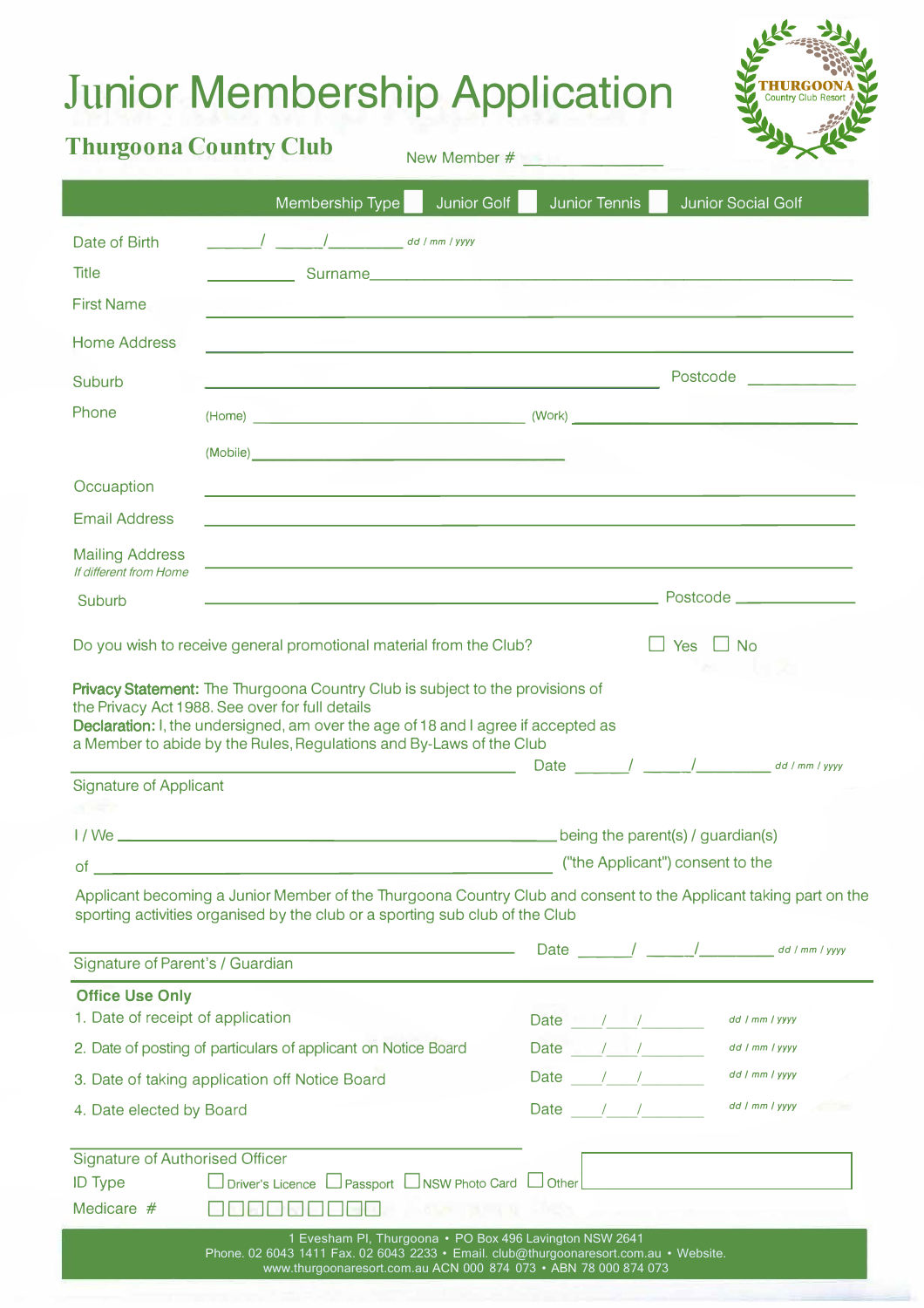# Junior Membership Application

## Thurgoona Country Club

THURGOONA Country Club Resort

New Member # ______________

Membership Type ☐ Junior Golf ☐ Junior Tennis ☐ Junior Social Golf

Date of Birth ______/ ______/__________ dd / mm / yyyy

Title __________ Surname ______________________________________________

First Name ______________________________________________

Home Address ______________________________________________

Suburb ______________________________ Postcode __________

Phone (Home) ______________________ (Work) ______________________

(Mobile) ______________________

Occuaption ______________________________________________

Email Address ______________________________________________

Mailing Address ______________________________________________
*If different from Home*

Suburb ______________________________ Postcode __________

Do you wish to receive general promotional material from the Club? ☐ Yes ☐ No

**Privacy Statement:** The Thurgoona Country Club is subject to the provisions of the Privacy Act 1988. See over for full details

**Declaration:** I, the undersigned, am over the age of 18 and I agree if accepted as a Member to abide by the Rules, Regulations and By-Laws of the Club

______________________________________________ Date ______/ ______/__________ dd / mm / yyyy

Signature of Applicant

I / We ______________________________________________ being the parent(s) / guardian(s)

of ______________________________________________ ("the Applicant") consent to the

Applicant becoming a Junior Member of the Thurgoona Country Club and consent to the Applicant taking part on the sporting activities organised by the club or a sporting sub club of the Club

______________________________________________ Date ______/ ______/__________ dd / mm / yyyy

Signature of Parent's / Guardian

**Office Use Only**

1. Date of receipt of application — Date ____/____/________ dd / mm / yyyy
2. Date of posting of particulars of applicant on Notice Board — Date ____/____/________ dd / mm / yyyy
3. Date of taking application off Notice Board — Date ____/____/________ dd / mm / yyyy
4. Date elected by Board — Date ____/____/________ dd / mm / yyyy

______________________________________________

Signature of Authorised Officer

ID Type ☐ Driver's Licence ☐ Passport ☐ NSW Photo Card ☐ Other ______________

Medicare # ☐☐☐☐☐☐☐☐☐

1 Evesham Pl, Thurgoona • PO Box 496 Lavington NSW 2641
Phone. 02 6043 1411 Fax. 02 6043 2233 • Email. club@thurgoonaresort.com.au • Website. www.thurgoonaresort.com.au ACN 000 874 073 • ABN 78 000 874 073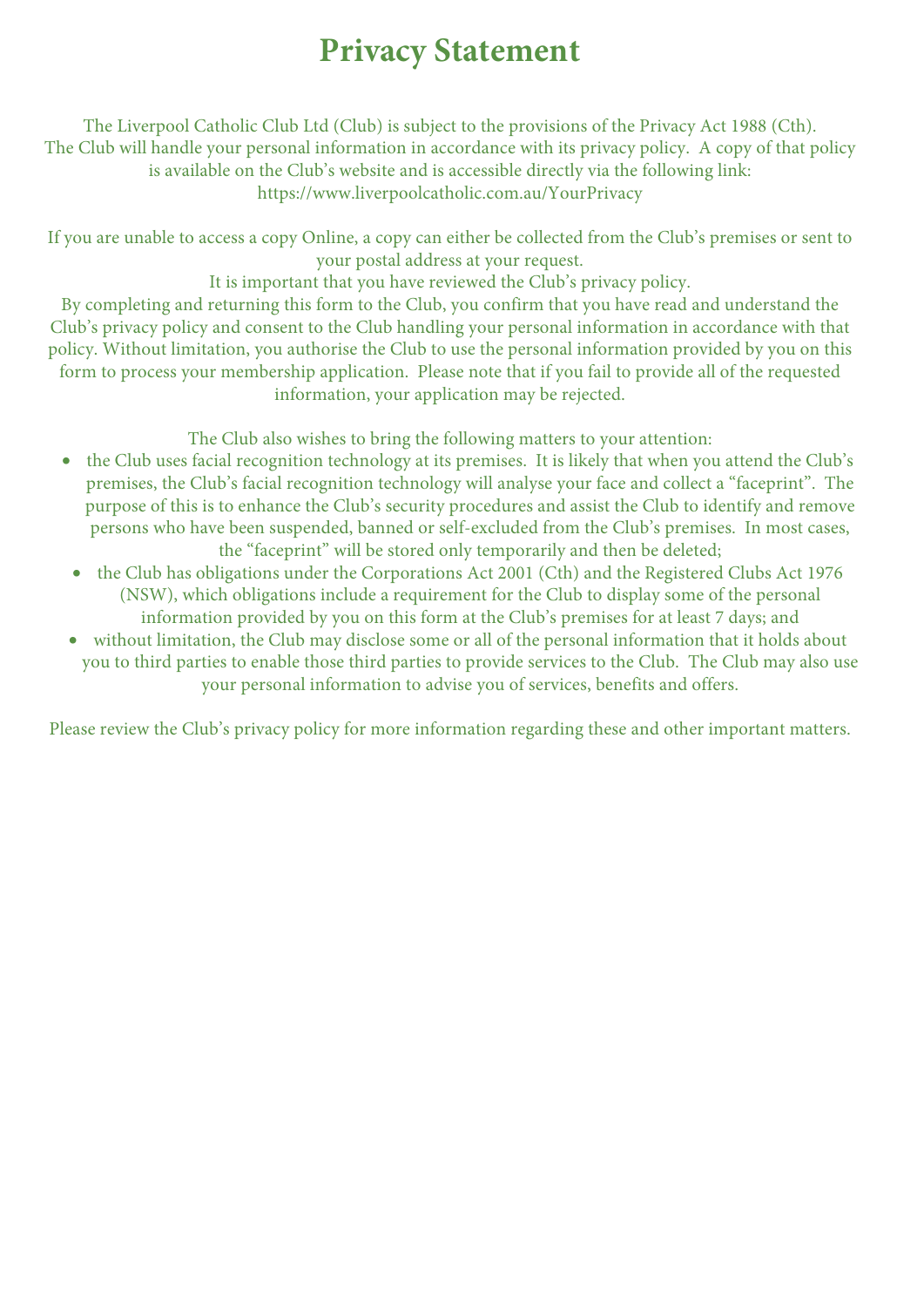# Privacy Statement

The Liverpool Catholic Club Ltd (Club) is subject to the provisions of the Privacy Act 1988 (Cth). The Club will handle your personal information in accordance with its privacy policy. A copy of that policy is available on the Club's website and is accessible directly via the following link: https://www.liverpoolcatholic.com.au/YourPrivacy

If you are unable to access a copy Online, a copy can either be collected from the Club's premises or sent to your postal address at your request.

It is important that you have reviewed the Club's privacy policy.

By completing and returning this form to the Club, you confirm that you have read and understand the Club's privacy policy and consent to the Club handling your personal information in accordance with that policy. Without limitation, you authorise the Club to use the personal information provided by you on this form to process your membership application. Please note that if you fail to provide all of the requested information, your application may be rejected.

The Club also wishes to bring the following matters to your attention:

- the Club uses facial recognition technology at its premises. It is likely that when you attend the Club's premises, the Club's facial recognition technology will analyse your face and collect a "faceprint". The purpose of this is to enhance the Club's security procedures and assist the Club to identify and remove persons who have been suspended, banned or self-excluded from the Club's premises. In most cases, the "faceprint" will be stored only temporarily and then be deleted;
- the Club has obligations under the Corporations Act 2001 (Cth) and the Registered Clubs Act 1976 (NSW), which obligations include a requirement for the Club to display some of the personal information provided by you on this form at the Club's premises for at least 7 days; and
- without limitation, the Club may disclose some or all of the personal information that it holds about you to third parties to enable those third parties to provide services to the Club. The Club may also use your personal information to advise you of services, benefits and offers.

Please review the Club's privacy policy for more information regarding these and other important matters.